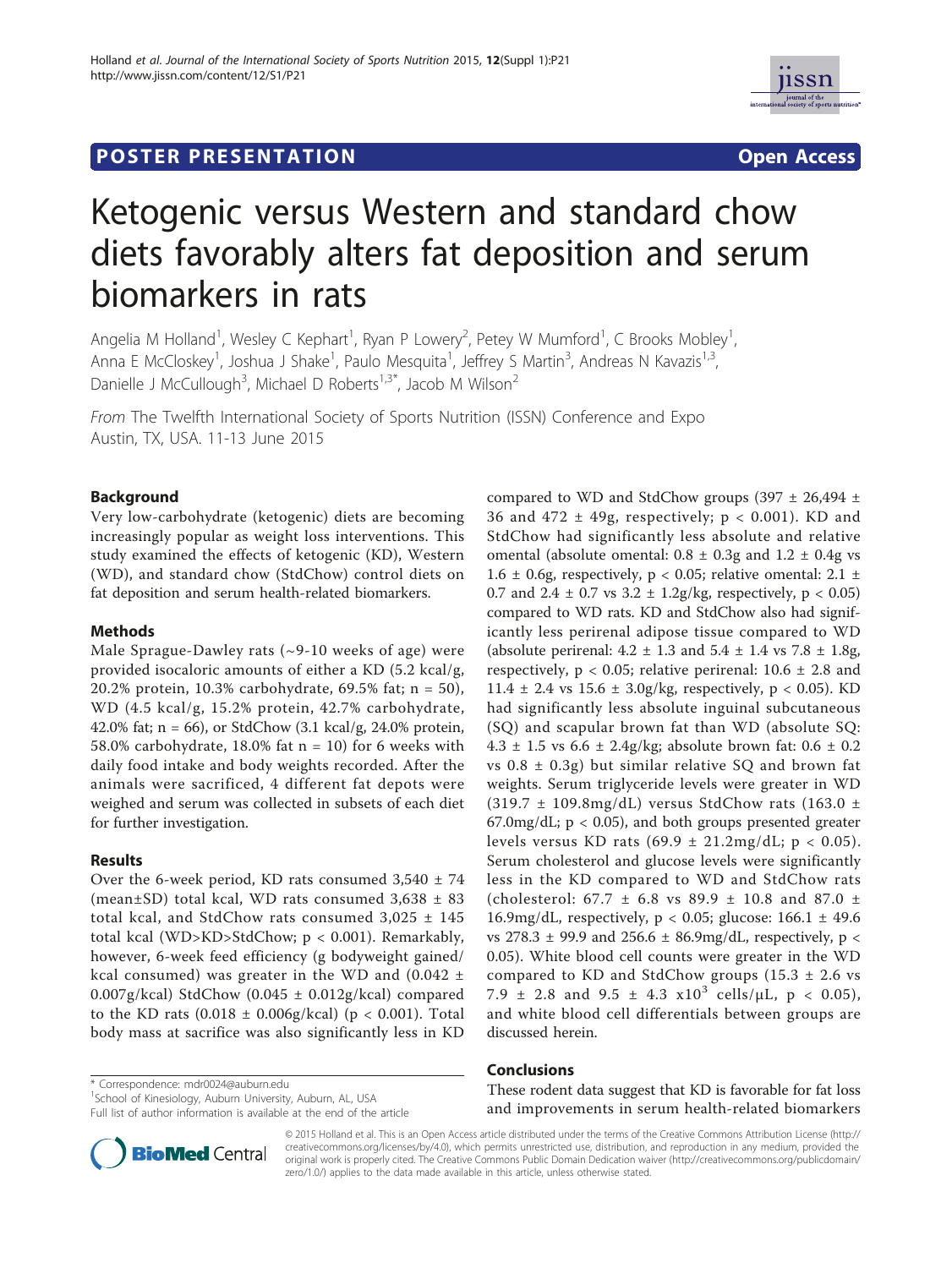POSTER PRESENTATION | Open Access

# Ketogenic versus Western and standard chow diets favorably alters fat deposition and serum biomarkers in rats

Angelia M Holland[1], Wesley C Kephart[1], Ryan P Lowery[2], Petey W Mumford[1], C Brooks Mobley[1], Anna E McCloskey[1], Joshua J Shake[1], Paulo Mesquita[1], Jeffrey S Martin[3], Andreas N Kavazis[1,3], Danielle J McCullough[3], Michael D Roberts[1,3*], Jacob M Wilson[2]

*From* The Twelfth International Society of Sports Nutrition (ISSN) Conference and Expo
Austin, TX, USA. 11-13 June 2015

## Background

Very low-carbohydrate (ketogenic) diets are becoming increasingly popular as weight loss interventions. This study examined the effects of ketogenic (KD), Western (WD), and standard chow (StdChow) control diets on fat deposition and serum health-related biomarkers.

## Methods

Male Sprague-Dawley rats (~9-10 weeks of age) were provided isocaloric amounts of either a KD (5.2 kcal/g, 20.2% protein, 10.3% carbohydrate, 69.5% fat; n = 50), WD (4.5 kcal/g, 15.2% protein, 42.7% carbohydrate, 42.0% fat; n = 66), or StdChow (3.1 kcal/g, 24.0% protein, 58.0% carbohydrate, 18.0% fat n = 10) for 6 weeks with daily food intake and body weights recorded. After the animals were sacrificed, 4 different fat depots were weighed and serum was collected in subsets of each diet for further investigation.

## Results

Over the 6-week period, KD rats consumed 3,540 ± 74 (mean±SD) total kcal, WD rats consumed 3,638 ± 83 total kcal, and StdChow rats consumed 3,025 ± 145 total kcal (WD>KD>StdChow; $p < 0.001$). Remarkably, however, 6-week feed efficiency (g bodyweight gained/kcal consumed) was greater in the WD and (0.042 ± 0.007g/kcal) StdChow (0.045 ± 0.012g/kcal) compared to the KD rats (0.018 ± 0.006g/kcal) ($p < 0.001$). Total body mass at sacrifice was also significantly less in KD compared to WD and StdChow groups (397 ± 26,494 ± 36 and 472 ± 49g, respectively; $p < 0.001$). KD and StdChow had significantly less absolute and relative omental (absolute omental: 0.8 ± 0.3g and 1.2 ± 0.4g vs 1.6 ± 0.6g, respectively, $p < 0.05$; relative omental: 2.1 ± 0.7 and 2.4 ± 0.7 vs 3.2 ± 1.2g/kg, respectively, $p < 0.05$) compared to WD rats. KD and StdChow also had significantly less perirenal adipose tissue compared to WD (absolute perirenal: 4.2 ± 1.3 and 5.4 ± 1.4 vs 7.8 ± 1.8g, respectively, $p < 0.05$; relative perirenal: 10.6 ± 2.8 and 11.4 ± 2.4 vs 15.6 ± 3.0g/kg, respectively, $p < 0.05$). KD had significantly less absolute inguinal subcutaneous (SQ) and scapular brown fat than WD (absolute SQ: 4.3 ± 1.5 vs 6.6 ± 2.4g/kg; absolute brown fat: 0.6 ± 0.2 vs 0.8 ± 0.3g) but similar relative SQ and brown fat weights. Serum triglyceride levels were greater in WD (319.7 ± 109.8mg/dL) versus StdChow rats (163.0 ± 67.0mg/dL; $p < 0.05$), and both groups presented greater levels versus KD rats (69.9 ± 21.2mg/dL; $p < 0.05$). Serum cholesterol and glucose levels were significantly less in the KD compared to WD and StdChow rats (cholesterol: 67.7 ± 6.8 vs 89.9 ± 10.8 and 87.0 ± 16.9mg/dL, respectively, $p < 0.05$; glucose: 166.1 ± 49.6 vs 278.3 ± 99.9 and 256.6 ± 86.9mg/dL, respectively, $p < 0.05$). White blood cell counts were greater in the WD compared to KD and StdChow groups (15.3 ± 2.6 vs 7.9 ± 2.8 and 9.5 ± 4.3 $\times 10^3$ cells/µL, $p < 0.05$), and white blood cell differentials between groups are discussed herein.

## Conclusions

These rodent data suggest that KD is favorable for fat loss and improvements in serum health-related biomarkers

\* Correspondence: mdr0024@auburn.edu
[1]School of Kinesiology, Auburn University, Auburn, AL, USA
Full list of author information is available at the end of the article

© 2015 Holland et al. This is an Open Access article distributed under the terms of the Creative Commons Attribution License (http://creativecommons.org/licenses/by/4.0), which permits unrestricted use, distribution, and reproduction in any medium, provided the original work is properly cited. The Creative Commons Public Domain Dedication waiver (http://creativecommons.org/publicdomain/zero/1.0/) applies to the data made available in this article, unless otherwise stated.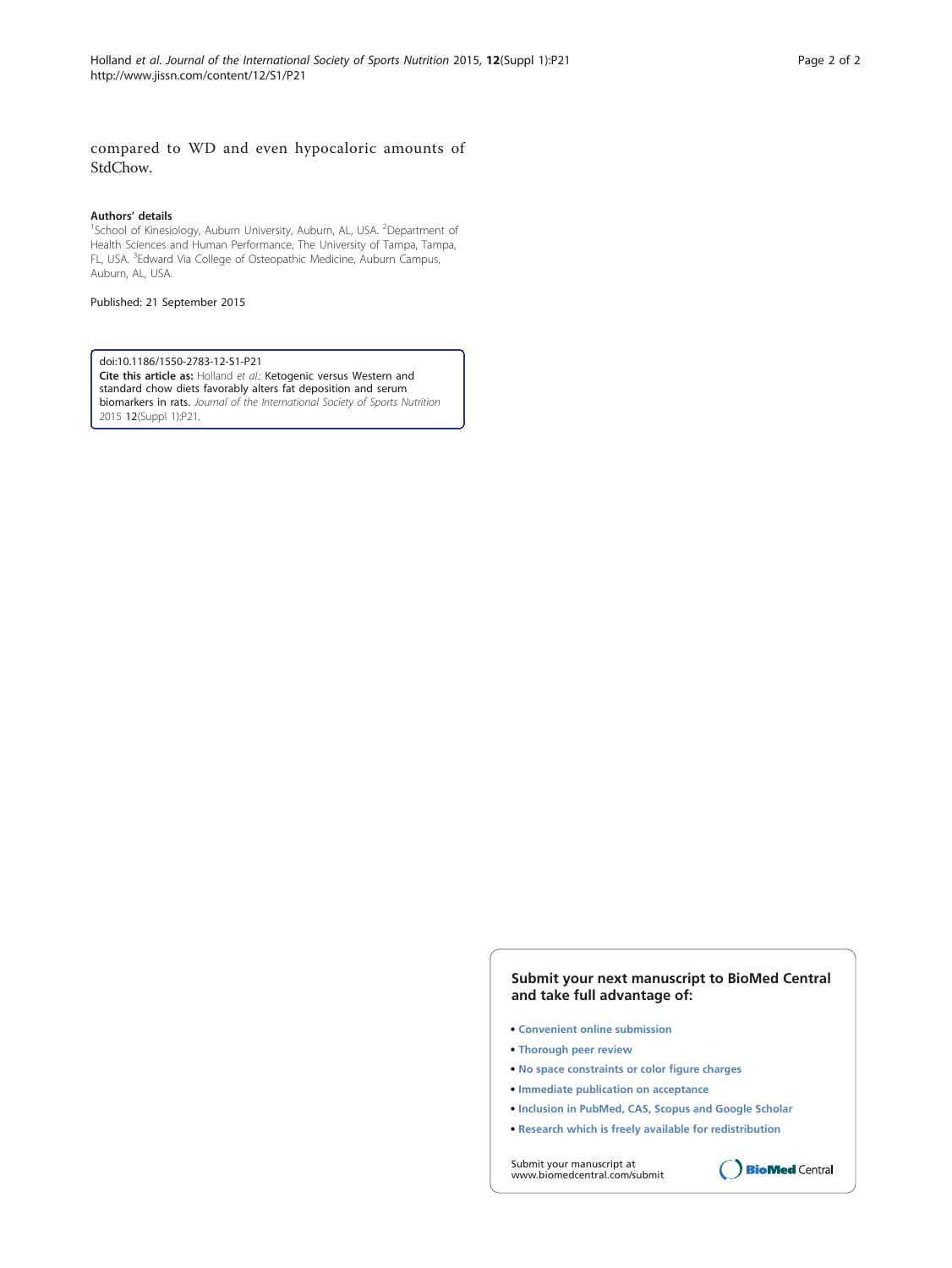compared to WD and even hypocaloric amounts of StdChow.

**Authors' details**
[1]School of Kinesiology, Auburn University, Auburn, AL, USA. [2]Department of Health Sciences and Human Performance, The University of Tampa, Tampa, FL, USA. [3]Edward Via College of Osteopathic Medicine, Auburn Campus, Auburn, AL, USA.

Published: 21 September 2015

doi:10.1186/1550-2783-12-S1-P21
**Cite this article as:** Holland *et al.*: **Ketogenic versus Western and standard chow diets favorably alters fat deposition and serum biomarkers in rats.** *Journal of the International Society of Sports Nutrition* 2015 **12**(Suppl 1):P21.

**Submit your next manuscript to BioMed Central and take full advantage of:**

- **Convenient online submission**
- **Thorough peer review**
- **No space constraints or color figure charges**
- **Immediate publication on acceptance**
- **Inclusion in PubMed, CAS, Scopus and Google Scholar**
- **Research which is freely available for redistribution**

Submit your manuscript at
www.biomedcentral.com/submit

BioMed Central